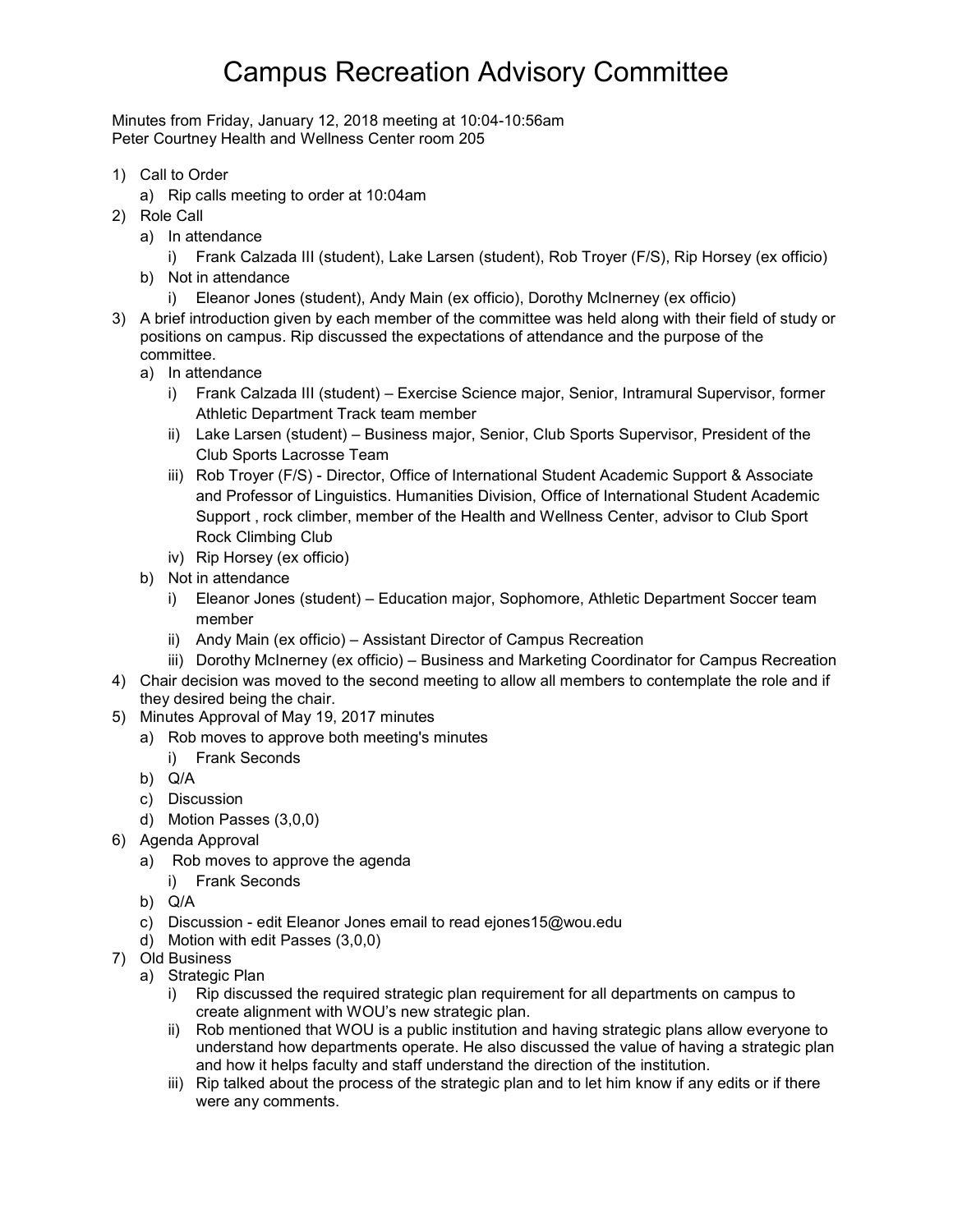# Campus Recreation Advisory Committee

Minutes from Friday, January 12, 2018 meeting at 10:04-10:56am
Peter Courtney Health and Wellness Center room 205

1) Call to Order
   a) Rip calls meeting to order at 10:04am
2) Role Call
   a) In attendance
      i) Frank Calzada III (student), Lake Larsen (student), Rob Troyer (F/S), Rip Horsey (ex officio)
   b) Not in attendance
      i) Eleanor Jones (student), Andy Main (ex officio), Dorothy McInerney (ex officio)
3) A brief introduction given by each member of the committee was held along with their field of study or positions on campus. Rip discussed the expectations of attendance and the purpose of the committee.
   a) In attendance
      i) Frank Calzada III (student) – Exercise Science major, Senior, Intramural Supervisor, former Athletic Department Track team member
      ii) Lake Larsen (student) – Business major, Senior, Club Sports Supervisor, President of the Club Sports Lacrosse Team
      iii) Rob Troyer (F/S) - Director, Office of International Student Academic Support & Associate and Professor of Linguistics. Humanities Division, Office of International Student Academic Support , rock climber, member of the Health and Wellness Center, advisor to Club Sport Rock Climbing Club
      iv) Rip Horsey (ex officio)
   b) Not in attendance
      i) Eleanor Jones (student) – Education major, Sophomore, Athletic Department Soccer team member
      ii) Andy Main (ex officio) – Assistant Director of Campus Recreation
      iii) Dorothy McInerney (ex officio) – Business and Marketing Coordinator for Campus Recreation
4) Chair decision was moved to the second meeting to allow all members to contemplate the role and if they desired being the chair.
5) Minutes Approval of May 19, 2017 minutes
   a) Rob moves to approve both meeting's minutes
      i) Frank Seconds
   b) Q/A
   c) Discussion
   d) Motion Passes (3,0,0)
6) Agenda Approval
   a) Rob moves to approve the agenda
      i) Frank Seconds
   b) Q/A
   c) Discussion - edit Eleanor Jones email to read ejones15@wou.edu
   d) Motion with edit Passes (3,0,0)
7) Old Business
   a) Strategic Plan
      i) Rip discussed the required strategic plan requirement for all departments on campus to create alignment with WOU's new strategic plan.
      ii) Rob mentioned that WOU is a public institution and having strategic plans allow everyone to understand how departments operate. He also discussed the value of having a strategic plan and how it helps faculty and staff understand the direction of the institution.
      iii) Rip talked about the process of the strategic plan and to let him know if any edits or if there were any comments.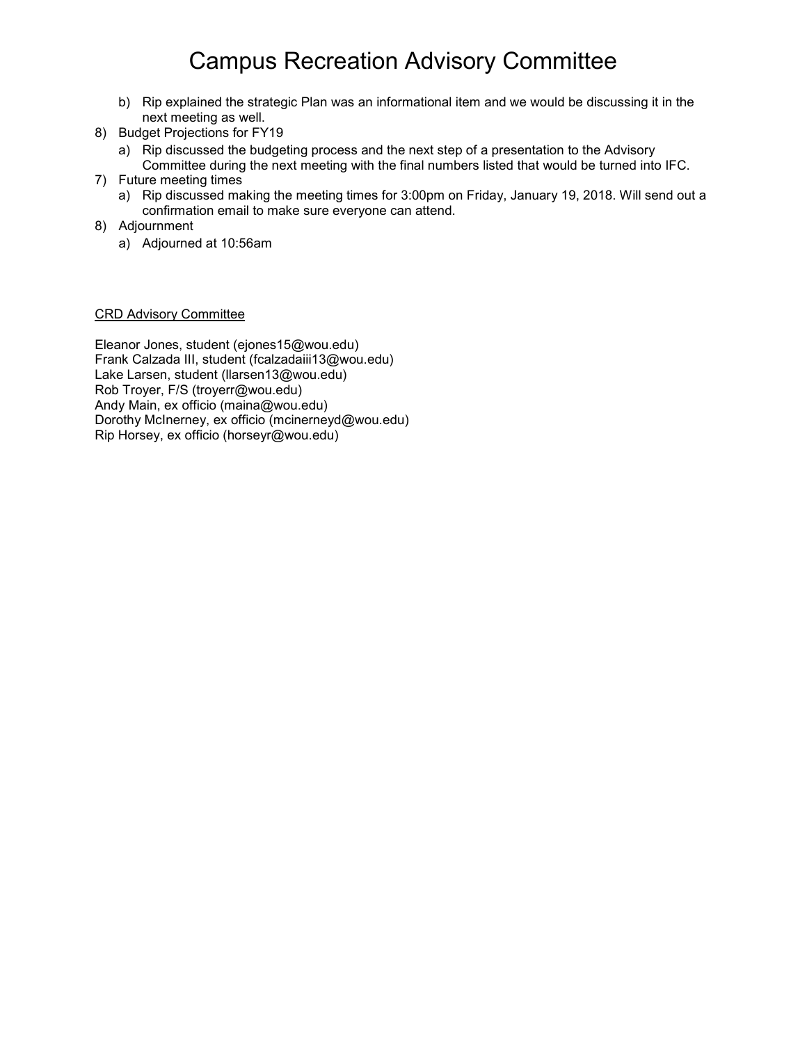b) Rip explained the strategic Plan was an informational item and we would be discussing it in the next meeting as well.

8) Budget Projections for FY19

a) Rip discussed the budgeting process and the next step of a presentation to the Advisory Committee during the next meeting with the final numbers listed that would be turned into IFC.

7) Future meeting times

a) Rip discussed making the meeting times for 3:00pm on Friday, January 19, 2018. Will send out a confirmation email to make sure everyone can attend.

8) Adjournment

a) Adjourned at 10:56am

<u>CRD Advisory Committee</u>

Eleanor Jones, student (ejones15@wou.edu)
Frank Calzada III, student (fcalzadaiii13@wou.edu)
Lake Larsen, student (llarsen13@wou.edu)
Rob Troyer, F/S (troyerr@wou.edu)
Andy Main, ex officio (maina@wou.edu)
Dorothy McInerney, ex officio (mcinerneyd@wou.edu)
Rip Horsey, ex officio (horseyr@wou.edu)